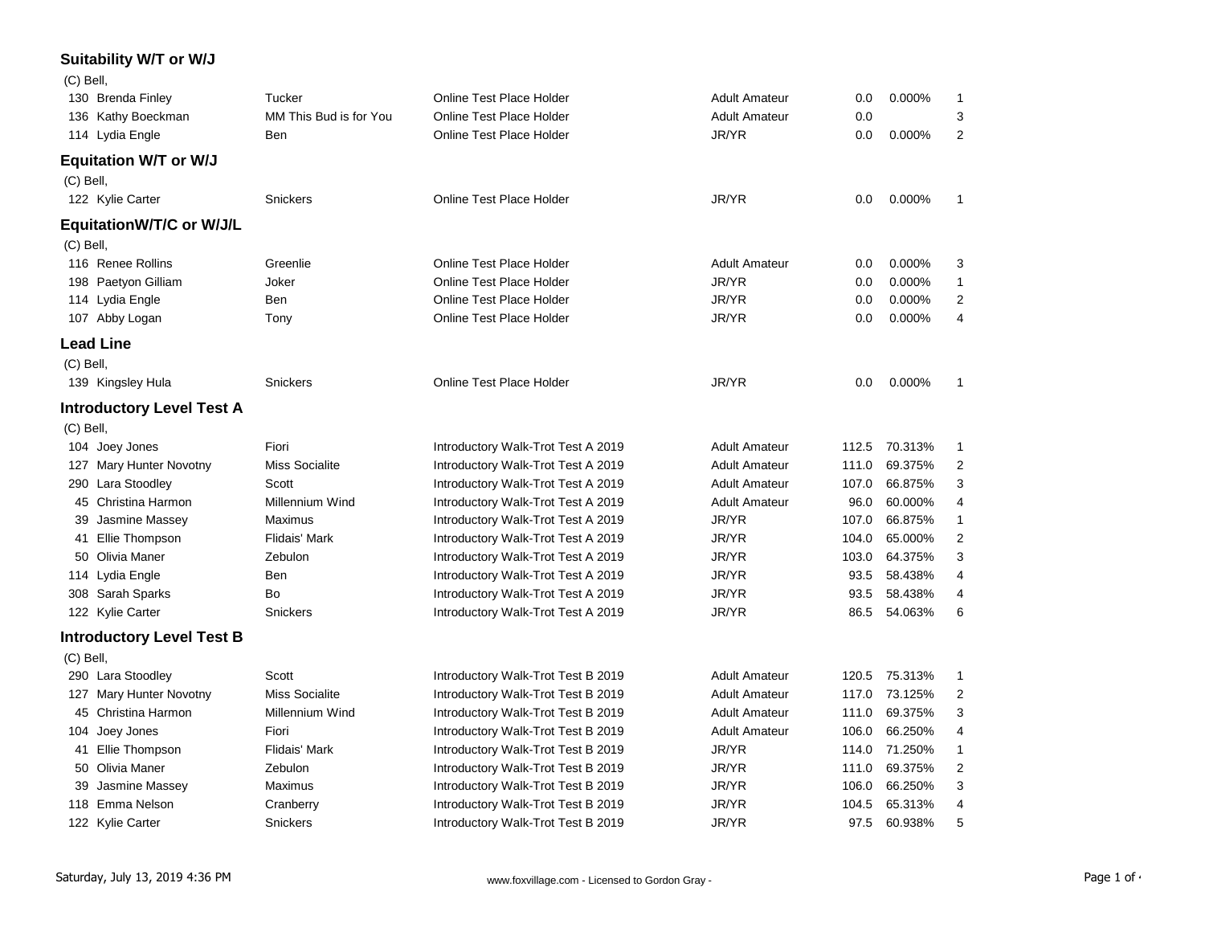## Suitability W/T or W/J

(C) Bell,

| No. | Rider | Horse | Test | Division | Score | Percent | Place |
|---|---|---|---|---|---|---|---|
| 130 | Brenda Finley | Tucker | Online Test Place Holder | Adult Amateur | 0.0 | 0.000% | 1 |
| 136 | Kathy Boeckman | MM This Bud is for You | Online Test Place Holder | Adult Amateur | 0.0 | | 3 |
| 114 | Lydia Engle | Ben | Online Test Place Holder | JR/YR | 0.0 | 0.000% | 2 |

## Equitation W/T or W/J

(C) Bell,

| No. | Rider | Horse | Test | Division | Score | Percent | Place |
|---|---|---|---|---|---|---|---|
| 122 | Kylie Carter | Snickers | Online Test Place Holder | JR/YR | 0.0 | 0.000% | 1 |

## EquitationW/T/C or W/J/L

(C) Bell,

| No. | Rider | Horse | Test | Division | Score | Percent | Place |
|---|---|---|---|---|---|---|---|
| 116 | Renee Rollins | Greenlie | Online Test Place Holder | Adult Amateur | 0.0 | 0.000% | 3 |
| 198 | Paetyon Gilliam | Joker | Online Test Place Holder | JR/YR | 0.0 | 0.000% | 1 |
| 114 | Lydia Engle | Ben | Online Test Place Holder | JR/YR | 0.0 | 0.000% | 2 |
| 107 | Abby Logan | Tony | Online Test Place Holder | JR/YR | 0.0 | 0.000% | 4 |

## Lead Line

(C) Bell,

| No. | Rider | Horse | Test | Division | Score | Percent | Place |
|---|---|---|---|---|---|---|---|
| 139 | Kingsley Hula | Snickers | Online Test Place Holder | JR/YR | 0.0 | 0.000% | 1 |

## Introductory Level Test A

(C) Bell,

| No. | Rider | Horse | Test | Division | Score | Percent | Place |
|---|---|---|---|---|---|---|---|
| 104 | Joey Jones | Fiori | Introductory Walk-Trot Test A 2019 | Adult Amateur | 112.5 | 70.313% | 1 |
| 127 | Mary Hunter Novotny | Miss Socialite | Introductory Walk-Trot Test A 2019 | Adult Amateur | 111.0 | 69.375% | 2 |
| 290 | Lara Stoodley | Scott | Introductory Walk-Trot Test A 2019 | Adult Amateur | 107.0 | 66.875% | 3 |
| 45 | Christina Harmon | Millennium Wind | Introductory Walk-Trot Test A 2019 | Adult Amateur | 96.0 | 60.000% | 4 |
| 39 | Jasmine Massey | Maximus | Introductory Walk-Trot Test A 2019 | JR/YR | 107.0 | 66.875% | 1 |
| 41 | Ellie Thompson | Flidais' Mark | Introductory Walk-Trot Test A 2019 | JR/YR | 104.0 | 65.000% | 2 |
| 50 | Olivia Maner | Zebulon | Introductory Walk-Trot Test A 2019 | JR/YR | 103.0 | 64.375% | 3 |
| 114 | Lydia Engle | Ben | Introductory Walk-Trot Test A 2019 | JR/YR | 93.5 | 58.438% | 4 |
| 308 | Sarah Sparks | Bo | Introductory Walk-Trot Test A 2019 | JR/YR | 93.5 | 58.438% | 4 |
| 122 | Kylie Carter | Snickers | Introductory Walk-Trot Test A 2019 | JR/YR | 86.5 | 54.063% | 6 |

## Introductory Level Test B

(C) Bell,

| No. | Rider | Horse | Test | Division | Score | Percent | Place |
|---|---|---|---|---|---|---|---|
| 290 | Lara Stoodley | Scott | Introductory Walk-Trot Test B 2019 | Adult Amateur | 120.5 | 75.313% | 1 |
| 127 | Mary Hunter Novotny | Miss Socialite | Introductory Walk-Trot Test B 2019 | Adult Amateur | 117.0 | 73.125% | 2 |
| 45 | Christina Harmon | Millennium Wind | Introductory Walk-Trot Test B 2019 | Adult Amateur | 111.0 | 69.375% | 3 |
| 104 | Joey Jones | Fiori | Introductory Walk-Trot Test B 2019 | Adult Amateur | 106.0 | 66.250% | 4 |
| 41 | Ellie Thompson | Flidais' Mark | Introductory Walk-Trot Test B 2019 | JR/YR | 114.0 | 71.250% | 1 |
| 50 | Olivia Maner | Zebulon | Introductory Walk-Trot Test B 2019 | JR/YR | 111.0 | 69.375% | 2 |
| 39 | Jasmine Massey | Maximus | Introductory Walk-Trot Test B 2019 | JR/YR | 106.0 | 66.250% | 3 |
| 118 | Emma Nelson | Cranberry | Introductory Walk-Trot Test B 2019 | JR/YR | 104.5 | 65.313% | 4 |
| 122 | Kylie Carter | Snickers | Introductory Walk-Trot Test B 2019 | JR/YR | 97.5 | 60.938% | 5 |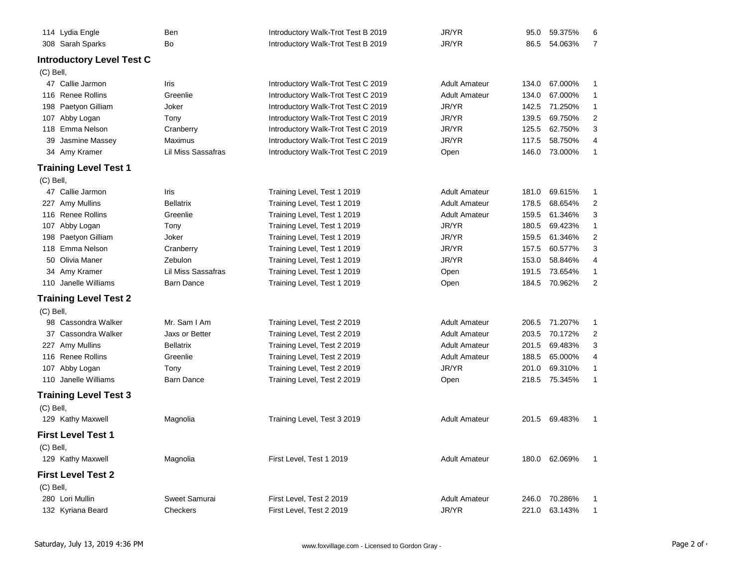| | | | | | | | |
|---|---|---|---|---|---|---|---|
| 114 | Lydia Engle | Ben | Introductory Walk-Trot Test B 2019 | JR/YR | 95.0 | 59.375% | 6 |
| 308 | Sarah Sparks | Bo | Introductory Walk-Trot Test B 2019 | JR/YR | 86.5 | 54.063% | 7 |

## Introductory Level Test C

(C) Bell,

| | | | | | | | |
|---|---|---|---|---|---|---|---|
| 47 | Callie Jarmon | Iris | Introductory Walk-Trot Test C 2019 | Adult Amateur | 134.0 | 67.000% | 1 |
| 116 | Renee Rollins | Greenlie | Introductory Walk-Trot Test C 2019 | Adult Amateur | 134.0 | 67.000% | 1 |
| 198 | Paetyon Gilliam | Joker | Introductory Walk-Trot Test C 2019 | JR/YR | 142.5 | 71.250% | 1 |
| 107 | Abby Logan | Tony | Introductory Walk-Trot Test C 2019 | JR/YR | 139.5 | 69.750% | 2 |
| 118 | Emma Nelson | Cranberry | Introductory Walk-Trot Test C 2019 | JR/YR | 125.5 | 62.750% | 3 |
| 39 | Jasmine Massey | Maximus | Introductory Walk-Trot Test C 2019 | JR/YR | 117.5 | 58.750% | 4 |
| 34 | Amy Kramer | Lil Miss Sassafras | Introductory Walk-Trot Test C 2019 | Open | 146.0 | 73.000% | 1 |

## Training Level Test 1

(C) Bell,

| | | | | | | | |
|---|---|---|---|---|---|---|---|
| 47 | Callie Jarmon | Iris | Training Level, Test 1 2019 | Adult Amateur | 181.0 | 69.615% | 1 |
| 227 | Amy Mullins | Bellatrix | Training Level, Test 1 2019 | Adult Amateur | 178.5 | 68.654% | 2 |
| 116 | Renee Rollins | Greenlie | Training Level, Test 1 2019 | Adult Amateur | 159.5 | 61.346% | 3 |
| 107 | Abby Logan | Tony | Training Level, Test 1 2019 | JR/YR | 180.5 | 69.423% | 1 |
| 198 | Paetyon Gilliam | Joker | Training Level, Test 1 2019 | JR/YR | 159.5 | 61.346% | 2 |
| 118 | Emma Nelson | Cranberry | Training Level, Test 1 2019 | JR/YR | 157.5 | 60.577% | 3 |
| 50 | Olivia Maner | Zebulon | Training Level, Test 1 2019 | JR/YR | 153.0 | 58.846% | 4 |
| 34 | Amy Kramer | Lil Miss Sassafras | Training Level, Test 1 2019 | Open | 191.5 | 73.654% | 1 |
| 110 | Janelle Williams | Barn Dance | Training Level, Test 1 2019 | Open | 184.5 | 70.962% | 2 |

## Training Level Test 2

(C) Bell,

| | | | | | | | |
|---|---|---|---|---|---|---|---|
| 98 | Cassondra Walker | Mr. Sam I Am | Training Level, Test 2 2019 | Adult Amateur | 206.5 | 71.207% | 1 |
| 37 | Cassondra Walker | Jaxs or Better | Training Level, Test 2 2019 | Adult Amateur | 203.5 | 70.172% | 2 |
| 227 | Amy Mullins | Bellatrix | Training Level, Test 2 2019 | Adult Amateur | 201.5 | 69.483% | 3 |
| 116 | Renee Rollins | Greenlie | Training Level, Test 2 2019 | Adult Amateur | 188.5 | 65.000% | 4 |
| 107 | Abby Logan | Tony | Training Level, Test 2 2019 | JR/YR | 201.0 | 69.310% | 1 |
| 110 | Janelle Williams | Barn Dance | Training Level, Test 2 2019 | Open | 218.5 | 75.345% | 1 |

## Training Level Test 3

(C) Bell,

| | | | | | | | |
|---|---|---|---|---|---|---|---|
| 129 | Kathy Maxwell | Magnolia | Training Level, Test 3 2019 | Adult Amateur | 201.5 | 69.483% | 1 |

## First Level Test 1

(C) Bell,

| | | | | | | | |
|---|---|---|---|---|---|---|---|
| 129 | Kathy Maxwell | Magnolia | First Level, Test 1 2019 | Adult Amateur | 180.0 | 62.069% | 1 |

## First Level Test 2

(C) Bell,

| | | | | | | | |
|---|---|---|---|---|---|---|---|
| 280 | Lori Mullin | Sweet Samurai | First Level, Test 2 2019 | Adult Amateur | 246.0 | 70.286% | 1 |
| 132 | Kyriana Beard | Checkers | First Level, Test 2 2019 | JR/YR | 221.0 | 63.143% | 1 |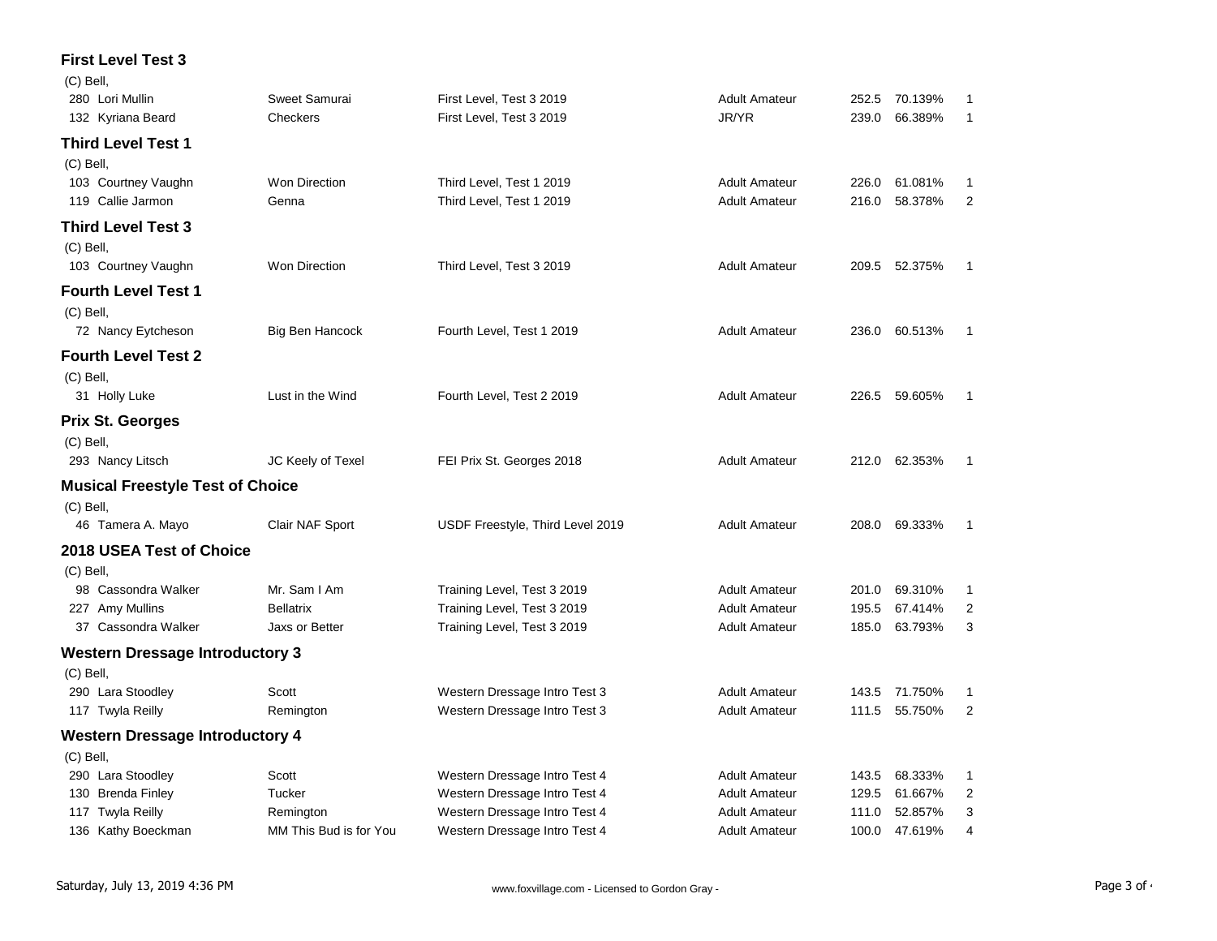### First Level Test 3

(C) Bell,

| No. | Rider | Horse | Test | Division | Score | Percentage | Place |
|---|---|---|---|---|---|---|---|
| 280 | Lori Mullin | Sweet Samurai | First Level, Test 3 2019 | Adult Amateur | 252.5 | 70.139% | 1 |
| 132 | Kyriana Beard | Checkers | First Level, Test 3 2019 | JR/YR | 239.0 | 66.389% | 1 |

### Third Level Test 1

(C) Bell,

| No. | Rider | Horse | Test | Division | Score | Percentage | Place |
|---|---|---|---|---|---|---|---|
| 103 | Courtney Vaughn | Won Direction | Third Level, Test 1 2019 | Adult Amateur | 226.0 | 61.081% | 1 |
| 119 | Callie Jarmon | Genna | Third Level, Test 1 2019 | Adult Amateur | 216.0 | 58.378% | 2 |

### Third Level Test 3

(C) Bell,

| No. | Rider | Horse | Test | Division | Score | Percentage | Place |
|---|---|---|---|---|---|---|---|
| 103 | Courtney Vaughn | Won Direction | Third Level, Test 3 2019 | Adult Amateur | 209.5 | 52.375% | 1 |

### Fourth Level Test 1

(C) Bell,

| No. | Rider | Horse | Test | Division | Score | Percentage | Place |
|---|---|---|---|---|---|---|---|
| 72 | Nancy Eytcheson | Big Ben Hancock | Fourth Level, Test 1 2019 | Adult Amateur | 236.0 | 60.513% | 1 |

### Fourth Level Test 2

(C) Bell,

| No. | Rider | Horse | Test | Division | Score | Percentage | Place |
|---|---|---|---|---|---|---|---|
| 31 | Holly Luke | Lust in the Wind | Fourth Level, Test 2 2019 | Adult Amateur | 226.5 | 59.605% | 1 |

### Prix St. Georges

(C) Bell,

| No. | Rider | Horse | Test | Division | Score | Percentage | Place |
|---|---|---|---|---|---|---|---|
| 293 | Nancy Litsch | JC Keely of Texel | FEI Prix St. Georges 2018 | Adult Amateur | 212.0 | 62.353% | 1 |

### Musical Freestyle Test of Choice

(C) Bell,

| No. | Rider | Horse | Test | Division | Score | Percentage | Place |
|---|---|---|---|---|---|---|---|
| 46 | Tamera A. Mayo | Clair NAF Sport | USDF Freestyle, Third Level 2019 | Adult Amateur | 208.0 | 69.333% | 1 |

### 2018 USEA Test of Choice

(C) Bell,

| No. | Rider | Horse | Test | Division | Score | Percentage | Place |
|---|---|---|---|---|---|---|---|
| 98 | Cassondra Walker | Mr. Sam I Am | Training Level, Test 3 2019 | Adult Amateur | 201.0 | 69.310% | 1 |
| 227 | Amy Mullins | Bellatrix | Training Level, Test 3 2019 | Adult Amateur | 195.5 | 67.414% | 2 |
| 37 | Cassondra Walker | Jaxs or Better | Training Level, Test 3 2019 | Adult Amateur | 185.0 | 63.793% | 3 |

### Western Dressage Introductory 3

(C) Bell,

| No. | Rider | Horse | Test | Division | Score | Percentage | Place |
|---|---|---|---|---|---|---|---|
| 290 | Lara Stoodley | Scott | Western Dressage Intro Test 3 | Adult Amateur | 143.5 | 71.750% | 1 |
| 117 | Twyla Reilly | Remington | Western Dressage Intro Test 3 | Adult Amateur | 111.5 | 55.750% | 2 |

### Western Dressage Introductory 4

(C) Bell,

| No. | Rider | Horse | Test | Division | Score | Percentage | Place |
|---|---|---|---|---|---|---|---|
| 290 | Lara Stoodley | Scott | Western Dressage Intro Test 4 | Adult Amateur | 143.5 | 68.333% | 1 |
| 130 | Brenda Finley | Tucker | Western Dressage Intro Test 4 | Adult Amateur | 129.5 | 61.667% | 2 |
| 117 | Twyla Reilly | Remington | Western Dressage Intro Test 4 | Adult Amateur | 111.0 | 52.857% | 3 |
| 136 | Kathy Boeckman | MM This Bud is for You | Western Dressage Intro Test 4 | Adult Amateur | 100.0 | 47.619% | 4 |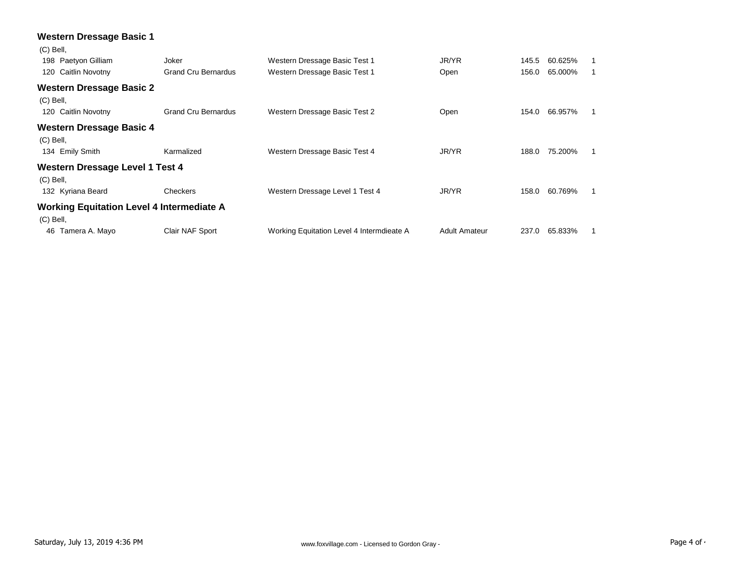### Western Dressage Basic 1

(C) Bell,

| | | | | | | | |
|---|---|---|---|---|---|---|---|
| 198 | Paetyon Gilliam | Joker | Western Dressage Basic Test 1 | JR/YR | 145.5 | 60.625% | 1 |
| 120 | Caitlin Novotny | Grand Cru Bernardus | Western Dressage Basic Test 1 | Open | 156.0 | 65.000% | 1 |

### Western Dressage Basic 2

(C) Bell,

| | | | | | | | |
|---|---|---|---|---|---|---|---|
| 120 | Caitlin Novotny | Grand Cru Bernardus | Western Dressage Basic Test 2 | Open | 154.0 | 66.957% | 1 |

### Western Dressage Basic 4

(C) Bell,

| | | | | | | | |
|---|---|---|---|---|---|---|---|
| 134 | Emily Smith | Karmalized | Western Dressage Basic Test 4 | JR/YR | 188.0 | 75.200% | 1 |

### Western Dressage Level 1 Test 4

(C) Bell,

| | | | | | | | |
|---|---|---|---|---|---|---|---|
| 132 | Kyriana Beard | Checkers | Western Dressage Level 1 Test 4 | JR/YR | 158.0 | 60.769% | 1 |

### Working Equitation Level 4 Intermediate A

(C) Bell,

| | | | | | | | |
|---|---|---|---|---|---|---|---|
| 46 | Tamera A. Mayo | Clair NAF Sport | Working Equitation Level 4 Intermdieate A | Adult Amateur | 237.0 | 65.833% | 1 |